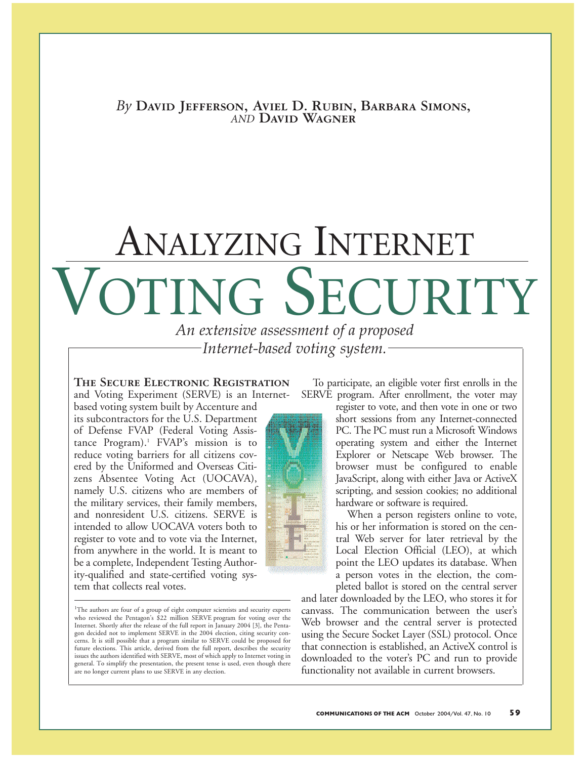*By* **David Jefferson, Aviel D. Rubin, Barbara Simons,** *and* **David Wagner**

# Analyzing Internet Voting Security

*An extensive assessment of a proposed Internet-based voting system.*

**The Secure Electronic Registration** and Voting Experiment (SERVE) is an Internet-based voting system built by Accenture and its subcontractors for the U.S. Department of Defense FVAP (Federal Voting Assistance Program).[1] FVAP's mission is to reduce voting barriers for all citizens covered by the Uniformed and Overseas Citizens Absentee Voting Act (UOCAVA), namely U.S. citizens who are members of the military services, their family members, and nonresident U.S. citizens. SERVE is intended to allow UOCAVA voters both to register to vote and to vote via the Internet, from anywhere in the world. It is meant to be a complete, Independent Testing Authority-qualified and state-certified voting system that collects real votes.

To participate, an eligible voter first enrolls in the SERVE program. After enrollment, the voter may register to vote, and then vote in one or two short sessions from any Internet-connected PC. The PC must run a Microsoft Windows operating system and either the Internet Explorer or Netscape Web browser. The browser must be configured to enable JavaScript, along with either Java or ActiveX scripting, and session cookies; no additional hardware or software is required.

When a person registers online to vote, his or her information is stored on the central Web server for later retrieval by the Local Election Official (LEO), at which point the LEO updates its database. When a person votes in the election, the completed ballot is stored on the central server and later downloaded by the LEO, who stores it for canvass. The communication between the user's Web browser and the central server is protected using the Secure Socket Layer (SSL) protocol. Once that connection is established, an ActiveX control is downloaded to the voter's PC and run to provide functionality not available in current browsers.

[1]The authors are four of a group of eight computer scientists and security experts who reviewed the Pentagon's $22 million SERVE program for voting over the Internet. Shortly after the release of the full report in January 2004 [3], the Pentagon decided not to implement SERVE in the 2004 election, citing security concerns. It is still possible that a program similar to SERVE could be proposed for future elections. This article, derived from the full report, describes the security issues the authors identified with SERVE, most of which apply to Internet voting in general. To simplify the presentation, the present tense is used, even though there are no longer current plans to use SERVE in any election.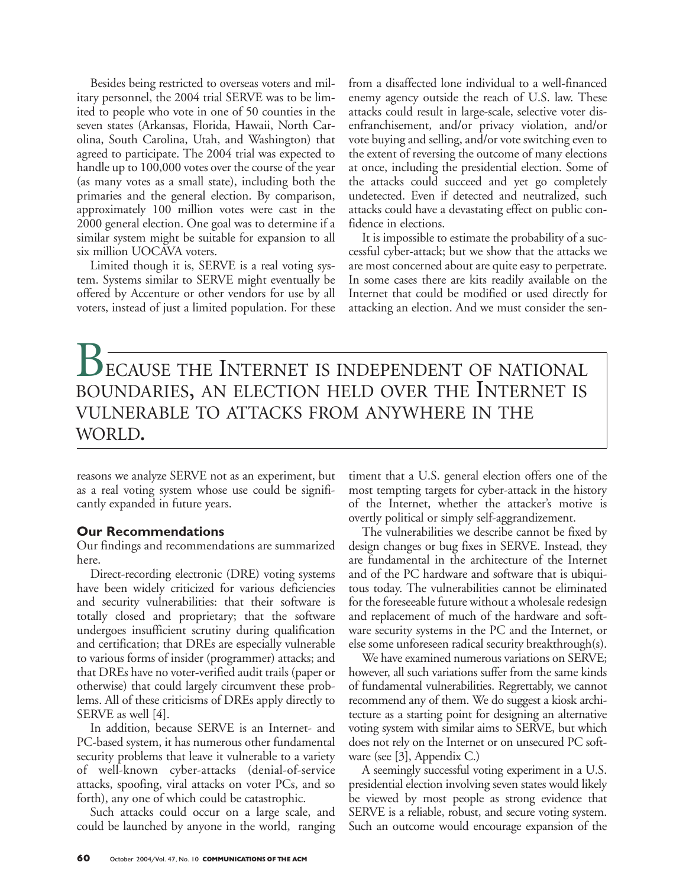Besides being restricted to overseas voters and military personnel, the 2004 trial SERVE was to be limited to people who vote in one of 50 counties in the seven states (Arkansas, Florida, Hawaii, North Carolina, South Carolina, Utah, and Washington) that agreed to participate. The 2004 trial was expected to handle up to 100,000 votes over the course of the year (as many votes as a small state), including both the primaries and the general election. By comparison, approximately 100 million votes were cast in the 2000 general election. One goal was to determine if a similar system might be suitable for expansion to all six million UOCAVA voters.

Limited though it is, SERVE is a real voting system. Systems similar to SERVE might eventually be offered by Accenture or other vendors for use by all voters, instead of just a limited population. For these reasons we analyze SERVE not as an experiment, but as a real voting system whose use could be significantly expanded in future years.

### Our Recommendations

Our findings and recommendations are summarized here.

Direct-recording electronic (DRE) voting systems have been widely criticized for various deficiencies and security vulnerabilities: that their software is totally closed and proprietary; that the software undergoes insufficient scrutiny during qualification and certification; that DREs are especially vulnerable to various forms of insider (programmer) attacks; and that DREs have no voter-verified audit trails (paper or otherwise) that could largely circumvent these problems. All of these criticisms of DREs apply directly to SERVE as well [4].

In addition, because SERVE is an Internet- and PC-based system, it has numerous other fundamental security problems that leave it vulnerable to a variety of well-known cyber-attacks (denial-of-service attacks, spoofing, viral attacks on voter PCs, and so forth), any one of which could be catastrophic.

Such attacks could occur on a large scale, and could be launched by anyone in the world, ranging from a disaffected lone individual to a well-financed enemy agency outside the reach of U.S. law. These attacks could result in large-scale, selective voter disenfranchisement, and/or privacy violation, and/or vote buying and selling, and/or vote switching even to the extent of reversing the outcome of many elections at once, including the presidential election. Some of the attacks could succeed and yet go completely undetected. Even if detected and neutralized, such attacks could have a devastating effect on public confidence in elections.

It is impossible to estimate the probability of a successful cyber-attack; but we show that the attacks we are most concerned about are quite easy to perpetrate. In some cases there are kits readily available on the Internet that could be modified or used directly for attacking an election. And we must consider the sentiment that a U.S. general election offers one of the most tempting targets for cyber-attack in the history of the Internet, whether the attacker's motive is overtly political or simply self-aggrandizement.

**BECAUSE THE INTERNET IS INDEPENDENT OF NATIONAL BOUNDARIES, AN ELECTION HELD OVER THE INTERNET IS VULNERABLE TO ATTACKS FROM ANYWHERE IN THE WORLD.**

The vulnerabilities we describe cannot be fixed by design changes or bug fixes in SERVE. Instead, they are fundamental in the architecture of the Internet and of the PC hardware and software that is ubiquitous today. The vulnerabilities cannot be eliminated for the foreseeable future without a wholesale redesign and replacement of much of the hardware and software security systems in the PC and the Internet, or else some unforeseen radical security breakthrough(s).

We have examined numerous variations on SERVE; however, all such variations suffer from the same kinds of fundamental vulnerabilities. Regrettably, we cannot recommend any of them. We do suggest a kiosk architecture as a starting point for designing an alternative voting system with similar aims to SERVE, but which does not rely on the Internet or on unsecured PC software (see [3], Appendix C.)

A seemingly successful voting experiment in a U.S. presidential election involving seven states would likely be viewed by most people as strong evidence that SERVE is a reliable, robust, and secure voting system. Such an outcome would encourage expansion of the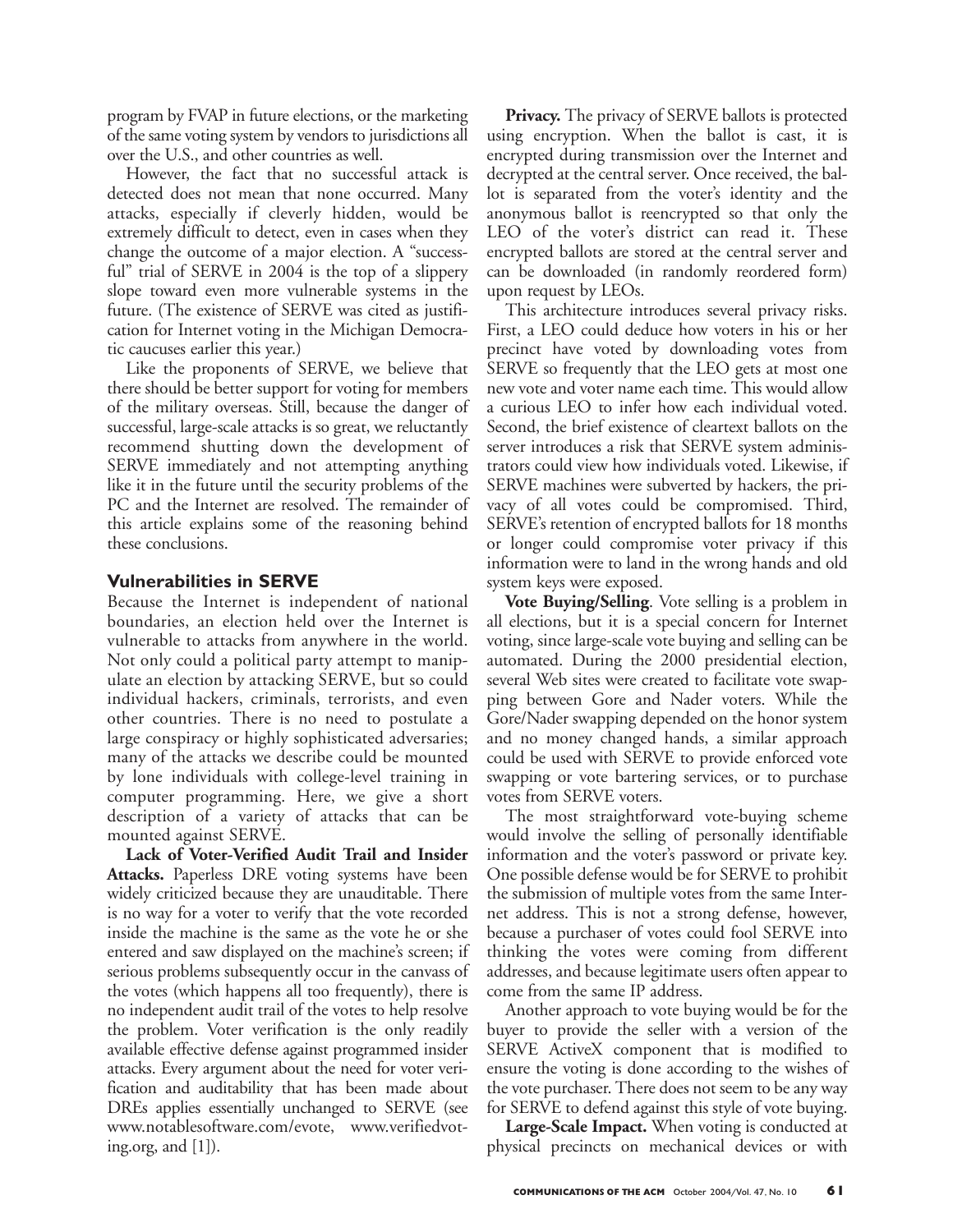program by FVAP in future elections, or the marketing of the same voting system by vendors to jurisdictions all over the U.S., and other countries as well.

However, the fact that no successful attack is detected does not mean that none occurred. Many attacks, especially if cleverly hidden, would be extremely difficult to detect, even in cases when they change the outcome of a major election. A "successful" trial of SERVE in 2004 is the top of a slippery slope toward even more vulnerable systems in the future. (The existence of SERVE was cited as justification for Internet voting in the Michigan Democratic caucuses earlier this year.)

Like the proponents of SERVE, we believe that there should be better support for voting for members of the military overseas. Still, because the danger of successful, large-scale attacks is so great, we reluctantly recommend shutting down the development of SERVE immediately and not attempting anything like it in the future until the security problems of the PC and the Internet are resolved. The remainder of this article explains some of the reasoning behind these conclusions.

### Vulnerabilities in SERVE

Because the Internet is independent of national boundaries, an election held over the Internet is vulnerable to attacks from anywhere in the world. Not only could a political party attempt to manipulate an election by attacking SERVE, but so could individual hackers, criminals, terrorists, and even other countries. There is no need to postulate a large conspiracy or highly sophisticated adversaries; many of the attacks we describe could be mounted by lone individuals with college-level training in computer programming. Here, we give a short description of a variety of attacks that can be mounted against SERVE.

**Lack of Voter-Verified Audit Trail and Insider Attacks.** Paperless DRE voting systems have been widely criticized because they are unauditable. There is no way for a voter to verify that the vote recorded inside the machine is the same as the vote he or she entered and saw displayed on the machine's screen; if serious problems subsequently occur in the canvass of the votes (which happens all too frequently), there is no independent audit trail of the votes to help resolve the problem. Voter verification is the only readily available effective defense against programmed insider attacks. Every argument about the need for voter verification and auditability that has been made about DREs applies essentially unchanged to SERVE (see www.notablesoftware.com/evote, www.verifiedvoting.org, and [1]).

**Privacy.** The privacy of SERVE ballots is protected using encryption. When the ballot is cast, it is encrypted during transmission over the Internet and decrypted at the central server. Once received, the ballot is separated from the voter's identity and the anonymous ballot is reencrypted so that only the LEO of the voter's district can read it. These encrypted ballots are stored at the central server and can be downloaded (in randomly reordered form) upon request by LEOs.

This architecture introduces several privacy risks. First, a LEO could deduce how voters in his or her precinct have voted by downloading votes from SERVE so frequently that the LEO gets at most one new vote and voter name each time. This would allow a curious LEO to infer how each individual voted. Second, the brief existence of cleartext ballots on the server introduces a risk that SERVE system administrators could view how individuals voted. Likewise, if SERVE machines were subverted by hackers, the privacy of all votes could be compromised. Third, SERVE's retention of encrypted ballots for 18 months or longer could compromise voter privacy if this information were to land in the wrong hands and old system keys were exposed.

**Vote Buying/Selling**. Vote selling is a problem in all elections, but it is a special concern for Internet voting, since large-scale vote buying and selling can be automated. During the 2000 presidential election, several Web sites were created to facilitate vote swapping between Gore and Nader voters. While the Gore/Nader swapping depended on the honor system and no money changed hands, a similar approach could be used with SERVE to provide enforced vote swapping or vote bartering services, or to purchase votes from SERVE voters.

The most straightforward vote-buying scheme would involve the selling of personally identifiable information and the voter's password or private key. One possible defense would be for SERVE to prohibit the submission of multiple votes from the same Internet address. This is not a strong defense, however, because a purchaser of votes could fool SERVE into thinking the votes were coming from different addresses, and because legitimate users often appear to come from the same IP address.

Another approach to vote buying would be for the buyer to provide the seller with a version of the SERVE ActiveX component that is modified to ensure the voting is done according to the wishes of the vote purchaser. There does not seem to be any way for SERVE to defend against this style of vote buying.

**Large-Scale Impact.** When voting is conducted at physical precincts on mechanical devices or with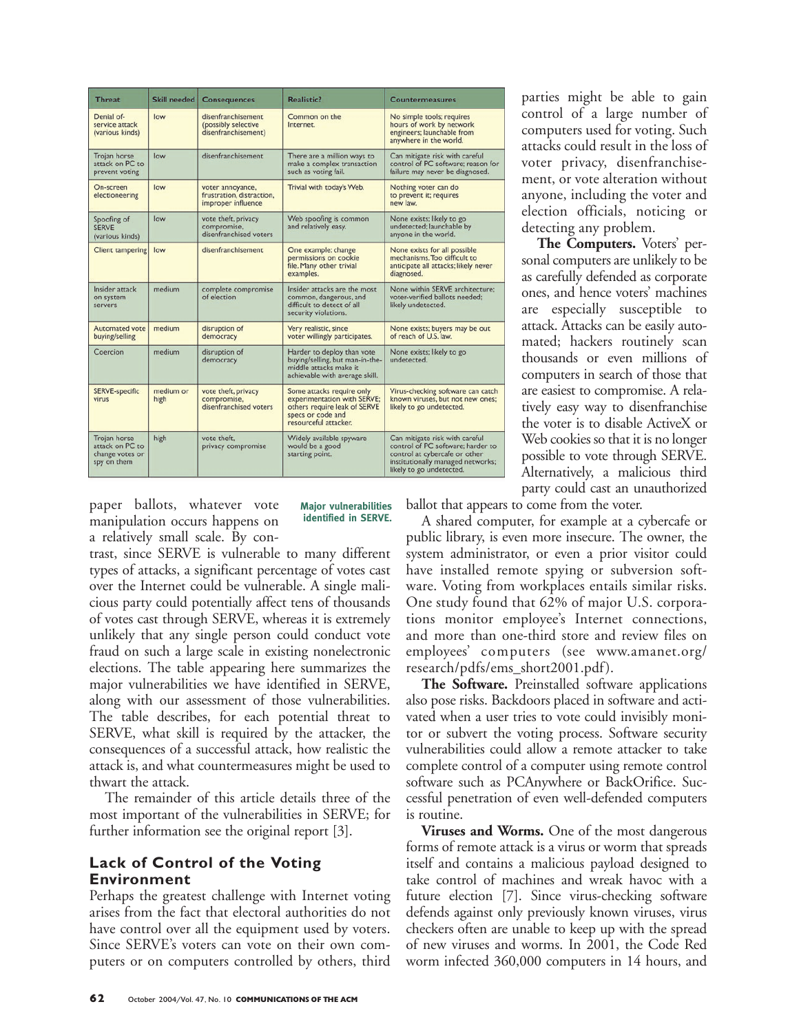| Threat | Skill needed | Consequences | Realistic? | Countermeasures |
|---|---|---|---|---|
| Denial of-service attack (various kinds) | low | disenfranchisement (possibly selective disenfranchisement) | Common on the Internet. | No simple tools; requires hours of work by network engineers; launchable from anywhere in the world. |
| Trojan horse attack on PC to prevent voting | low | disenfranchisement | There are a million ways to make a complex transaction such as voting fail. | Can mitigate risk with careful control of PC software; reason for failure may never be diagnosed. |
| On-screen electioneering | low | voter annoyance, frustration, distraction, improper influence | Trivial with today's Web. | Nothing voter can do to prevent it; requires new law. |
| Spoofing of SERVE (various kinds) | low | vote theft, privacy compromise, disenfranchised voters | Web spoofing is common and relatively easy. | None exists; likely to go undetected; launchable by anyone in the world. |
| Client tampering | low | disenfranchisement | One example: change permissions on cookie file. Many other trivial examples. | None exists for all possible mechanisms. Too difficult to anticipate all attacks; likely never diagnosed. |
| Insider attack on system servers | medium | complete compromise of election | Insider attacks are the most common, dangerous, and difficult to detect of all security violations. | None within SERVE architecture; voter-verified ballots needed; likely undetected. |
| Automated vote buying/selling | medium | disruption of democracy | Very realistic, since voter willingly participates. | None exists; buyers may be out of reach of U.S. law. |
| Coercion | medium | disruption of democracy | Harder to deploy than vote buying/selling, but man-in-the-middle attacks make it achievable with average skill. | None exists; likely to go undetected. |
| SERVE-specific virus | medium or high | vote theft, privacy compromise, disenfranchised voters | Some attacks require only experimentation with SERVE; others require leak of SERVE specs or code and resourceful attacker. | Virus-checking software can catch known viruses, but not new ones; likely to go undetected. |
| Trojan horse attack on PC to change votes or spy on them | high | vote theft, privacy compromise | Widely available spyware would be a good starting point. | Can mitigate risk with careful control of PC software; harder to control at cybercafe or other institutionally managed networks; likely to go undetected. |

**Major vulnerabilities identified in SERVE.**

paper ballots, whatever vote manipulation occurs happens on a relatively small scale. By contrast, since SERVE is vulnerable to many different types of attacks, a significant percentage of votes cast over the Internet could be vulnerable. A single malicious party could potentially affect tens of thousands of votes cast through SERVE, whereas it is extremely unlikely that any single person could conduct vote fraud on such a large scale in existing nonelectronic elections. The table appearing here summarizes the major vulnerabilities we have identified in SERVE, along with our assessment of those vulnerabilities. The table describes, for each potential threat to SERVE, what skill is required by the attacker, the consequences of a successful attack, how realistic the attack is, and what countermeasures might be used to thwart the attack.

The remainder of this article details three of the most important of the vulnerabilities in SERVE; for further information see the original report [3].

## Lack of Control of the Voting Environment

Perhaps the greatest challenge with Internet voting arises from the fact that electoral authorities do not have control over all the equipment used by voters. Since SERVE's voters can vote on their own computers or on computers controlled by others, third parties might be able to gain control of a large number of computers used for voting. Such attacks could result in the loss of voter privacy, disenfranchisement, or vote alteration without anyone, including the voter and election officials, noticing or detecting any problem.

**The Computers.** Voters' personal computers are unlikely to be as carefully defended as corporate ones, and hence voters' machines are especially susceptible to attack. Attacks can be easily automated; hackers routinely scan thousands or even millions of computers in search of those that are easiest to compromise. A relatively easy way to disenfranchise the voter is to disable ActiveX or Web cookies so that it is no longer possible to vote through SERVE. Alternatively, a malicious third party could cast an unauthorized ballot that appears to come from the voter.

A shared computer, for example at a cybercafe or public library, is even more insecure. The owner, the system administrator, or even a prior visitor could have installed remote spying or subversion software. Voting from workplaces entails similar risks. One study found that 62% of major U.S. corporations monitor employee's Internet connections, and more than one-third store and review files on employees' computers (see www.amanet.org/research/pdfs/ems_short2001.pdf).

**The Software.** Preinstalled software applications also pose risks. Backdoors placed in software and activated when a user tries to vote could invisibly monitor or subvert the voting process. Software security vulnerabilities could allow a remote attacker to take complete control of a computer using remote control software such as PCAnywhere or BackOrifice. Successful penetration of even well-defended computers is routine.

**Viruses and Worms.** One of the most dangerous forms of remote attack is a virus or worm that spreads itself and contains a malicious payload designed to take control of machines and wreak havoc with a future election [7]. Since virus-checking software defends against only previously known viruses, virus checkers often are unable to keep up with the spread of new viruses and worms. In 2001, the Code Red worm infected 360,000 computers in 14 hours, and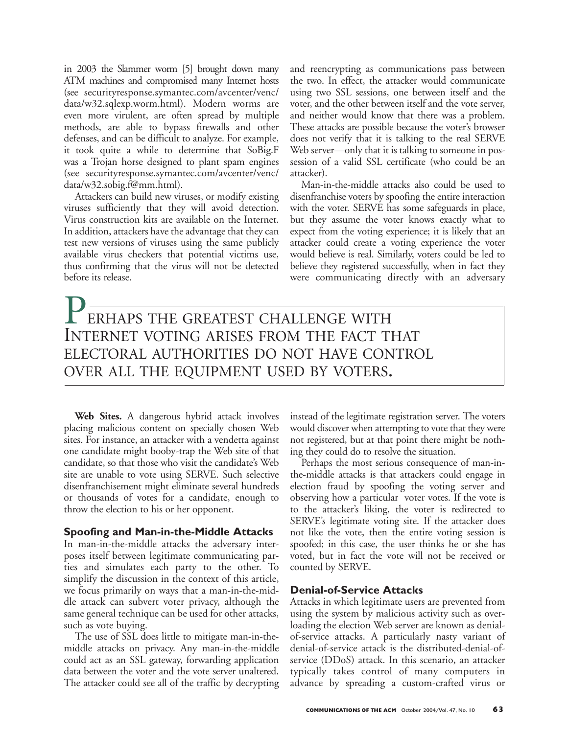in 2003 the Slammer worm [5] brought down many ATM machines and compromised many Internet hosts (see securityresponse.symantec.com/avcenter/venc/data/w32.sqlexp.worm.html). Modern worms are even more virulent, are often spread by multiple methods, are able to bypass firewalls and other defenses, and can be difficult to analyze. For example, it took quite a while to determine that SoBig.F was a Trojan horse designed to plant spam engines (see securityresponse.symantec.com/avcenter/venc/data/w32.sobig.f@mm.html).

Attackers can build new viruses, or modify existing viruses sufficiently that they will avoid detection. Virus construction kits are available on the Internet. In addition, attackers have the advantage that they can test new versions of viruses using the same publicly available virus checkers that potential victims use, thus confirming that the virus will not be detected before its release.

**Web Sites.** A dangerous hybrid attack involves placing malicious content on specially chosen Web sites. For instance, an attacker with a vendetta against one candidate might booby-trap the Web site of that candidate, so that those who visit the candidate's Web site are unable to vote using SERVE. Such selective disenfranchisement might eliminate several hundreds or thousands of votes for a candidate, enough to throw the election to his or her opponent.

## Spoofing and Man-in-the-Middle Attacks

In man-in-the-middle attacks the adversary interposes itself between legitimate communicating parties and simulates each party to the other. To simplify the discussion in the context of this article, we focus primarily on ways that a man-in-the-middle attack can subvert voter privacy, although the same general technique can be used for other attacks, such as vote buying.

The use of SSL does little to mitigate man-in-the-middle attacks on privacy. Any man-in-the-middle could act as an SSL gateway, forwarding application data between the voter and the vote server unaltered. The attacker could see all of the traffic by decrypting and reencrypting as communications pass between the two. In effect, the attacker would communicate using two SSL sessions, one between itself and the voter, and the other between itself and the vote server, and neither would know that there was a problem. These attacks are possible because the voter's browser does not verify that it is talking to the real SERVE Web server—only that it is talking to someone in possession of a valid SSL certificate (who could be an attacker).

Man-in-the-middle attacks also could be used to disenfranchise voters by spoofing the entire interaction with the voter. SERVE has some safeguards in place, but they assume the voter knows exactly what to expect from the voting experience; it is likely that an attacker could create a voting experience the voter would believe is real. Similarly, voters could be led to believe they registered successfully, when in fact they were communicating directly with an adversary instead of the legitimate registration server. The voters would discover when attempting to vote that they were not registered, but at that point there might be nothing they could do to resolve the situation.

Perhaps the most serious consequence of man-in-the-middle attacks is that attackers could engage in election fraud by spoofing the voting server and observing how a particular voter votes. If the vote is to the attacker's liking, the voter is redirected to SERVE's legitimate voting site. If the attacker does not like the vote, then the entire voting session is spoofed; in this case, the user thinks he or she has voted, but in fact the vote will not be received or counted by SERVE.

> PERHAPS THE GREATEST CHALLENGE WITH INTERNET VOTING ARISES FROM THE FACT THAT ELECTORAL AUTHORITIES DO NOT HAVE CONTROL OVER ALL THE EQUIPMENT USED BY VOTERS.

## Denial-of-Service Attacks

Attacks in which legitimate users are prevented from using the system by malicious activity such as overloading the election Web server are known as denial-of-service attacks. A particularly nasty variant of denial-of-service attack is the distributed-denial-of-service (DDoS) attack. In this scenario, an attacker typically takes control of many computers in advance by spreading a custom-crafted virus or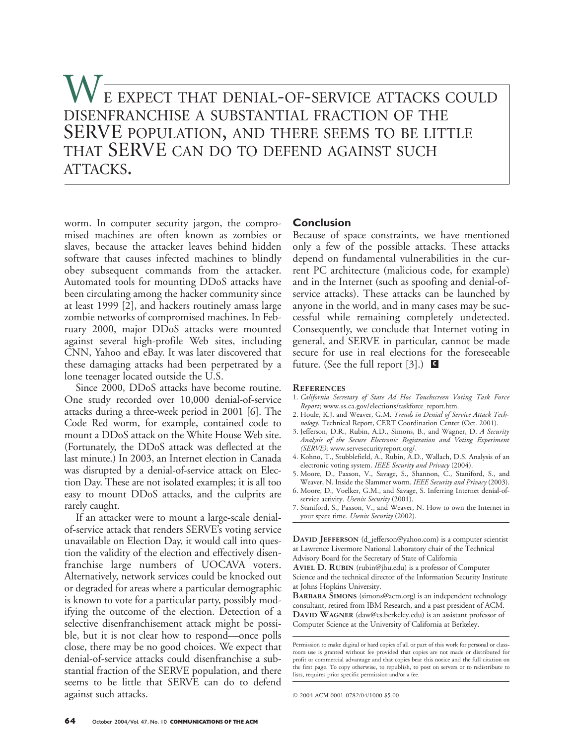WE EXPECT THAT DENIAL-OF-SERVICE ATTACKS COULD DISENFRANCHISE A SUBSTANTIAL FRACTION OF THE SERVE POPULATION, AND THERE SEEMS TO BE LITTLE THAT SERVE CAN DO TO DEFEND AGAINST SUCH ATTACKS.

worm. In computer security jargon, the compromised machines are often known as zombies or slaves, because the attacker leaves behind hidden software that causes infected machines to blindly obey subsequent commands from the attacker. Automated tools for mounting DDoS attacks have been circulating among the hacker community since at least 1999 [2], and hackers routinely amass large zombie networks of compromised machines. In February 2000, major DDoS attacks were mounted against several high-profile Web sites, including CNN, Yahoo and eBay. It was later discovered that these damaging attacks had been perpetrated by a lone teenager located outside the U.S.

Since 2000, DDoS attacks have become routine. One study recorded over 10,000 denial-of-service attacks during a three-week period in 2001 [6]. The Code Red worm, for example, contained code to mount a DDoS attack on the White House Web site. (Fortunately, the DDoS attack was deflected at the last minute.) In 2003, an Internet election in Canada was disrupted by a denial-of-service attack on Election Day. These are not isolated examples; it is all too easy to mount DDoS attacks, and the culprits are rarely caught.

If an attacker were to mount a large-scale denial-of-service attack that renders SERVE's voting service unavailable on Election Day, it would call into question the validity of the election and effectively disenfranchise large numbers of UOCAVA voters. Alternatively, network services could be knocked out or degraded for areas where a particular demographic is known to vote for a particular party, possibly modifying the outcome of the election. Detection of a selective disenfranchisement attack might be possible, but it is not clear how to respond—once polls close, there may be no good choices. We expect that denial-of-service attacks could disenfranchise a substantial fraction of the SERVE population, and there seems to be little that SERVE can do to defend against such attacks.

## Conclusion

Because of space constraints, we have mentioned only a few of the possible attacks. These attacks depend on fundamental vulnerabilities in the current PC architecture (malicious code, for example) and in the Internet (such as spoofing and denial-of-service attacks). These attacks can be launched by anyone in the world, and in many cases may be successful while remaining completely undetected. Consequently, we conclude that Internet voting in general, and SERVE in particular, cannot be made secure for use in real elections for the foreseeable future. (See the full report [3].)

### References

1. *California Secretary of State Ad Hoc Touchscreen Voting Task Force Report*; www.ss.ca.gov/elections/taskforce_report.htm.
2. Houle, K.J. and Weaver, G.M. *Trends in Denial of Service Attack Technology*. Technical Report, CERT Coordination Center (Oct. 2001).
3. Jefferson, D.R., Rubin, A.D., Simons, B., and Wagner, D. *A Security Analysis of the Secure Electronic Registration and Voting Experiment (SERVE)*; www.servesecurityreport.org/.
4. Kohno, T., Stubblefield, A., Rubin, A.D., Wallach, D.S. Analysis of an electronic voting system. *IEEE Security and Privacy* (2004).
5. Moore, D., Paxson, V., Savage, S., Shannon, C., Staniford, S., and Weaver, N. Inside the Slammer worm. *IEEE Security and Privacy* (2003).
6. Moore, D., Voelker, G.M., and Savage, S. Inferring Internet denial-of-service activity. *Usenix Security* (2001).
7. Staniford, S., Paxson, V., and Weaver, N. How to own the Internet in your spare time. *Usenix Security* (2002).

**David Jefferson** (d_jefferson@yahoo.com) is a computer scientist at Lawrence Livermore National Laboratory chair of the Technical Advisory Board for the Secretary of State of California
**Aviel D. Rubin** (rubin@jhu.edu) is a professor of Computer Science and the technical director of the Information Security Institute at Johns Hopkins University.
**Barbara Simons** (simons@acm.org) is an independent technology consultant, retired from IBM Research, and a past president of ACM.
**David Wagner** (daw@cs.berkeley.edu) is an assistant professor of Computer Science at the University of California at Berkeley.

Permission to make digital or hard copies of all or part of this work for personal or classroom use is granted without fee provided that copies are not made or distributed for profit or commercial advantage and that copies bear this notice and the full citation on the first page. To copy otherwise, to republish, to post on servers or to redistribute to lists, requires prior specific permission and/or a fee.

© 2004 ACM 0001-0782/04/1000 $5.00